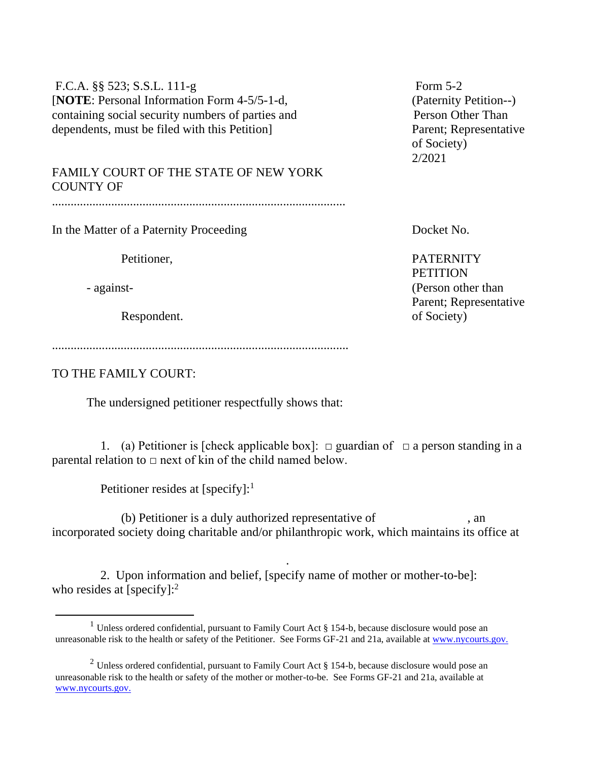F.C.A. §§ 523; S.S.L. 111-g
[**NOTE**: Personal Information Form 4-5/5-1-d, containing social security numbers of parties and dependents, must be filed with this Petition]

Form 5-2
(Paternity Petition--)
Person Other Than Parent; Representative of Society)
2/2021

FAMILY COURT OF THE STATE OF NEW YORK
COUNTY OF

..............................................................................................

In the Matter of a Paternity Proceeding

Petitioner,

- against-

Respondent.

..............................................................................................

Docket No.

PATERNITY PETITION
(Person other than Parent; Representative of Society)

TO THE FAMILY COURT:

The undersigned petitioner respectfully shows that:

1. (a) Petitioner is [check applicable box]: □ guardian of □ a person standing in a parental relation to □ next of kin of the child named below.

Petitioner resides at [specify]:[1]

(b) Petitioner is a duly authorized representative of , an incorporated society doing charitable and/or philanthropic work, which maintains its office at

.

2. Upon information and belief, [specify name of mother or mother-to-be]: who resides at [specify]:[2]

---

[1] Unless ordered confidential, pursuant to Family Court Act § 154-b, because disclosure would pose an unreasonable risk to the health or safety of the Petitioner. See Forms GF-21 and 21a, available at www.nycourts.gov.

[2] Unless ordered confidential, pursuant to Family Court Act § 154-b, because disclosure would pose an unreasonable risk to the health or safety of the mother or mother-to-be. See Forms GF-21 and 21a, available at www.nycourts.gov.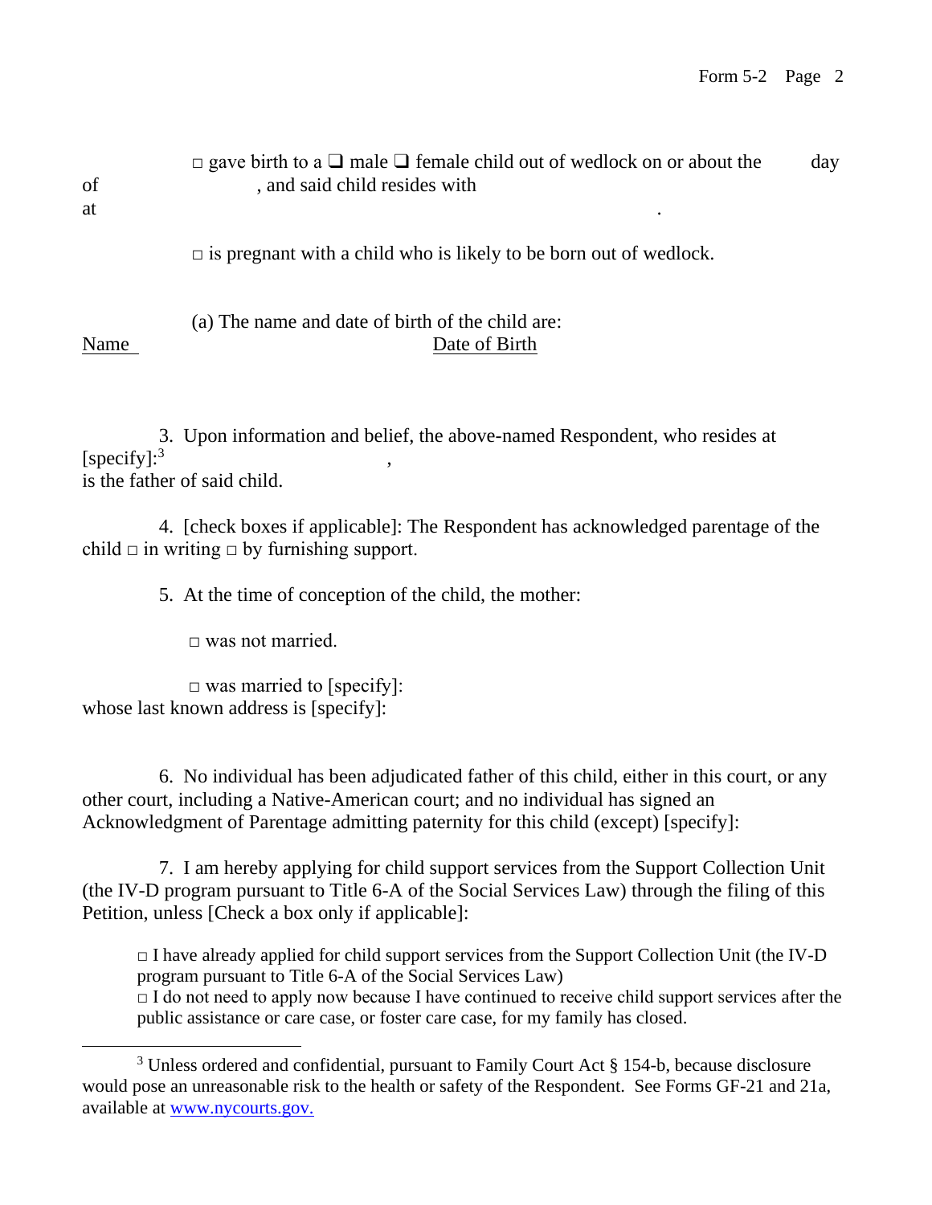□ gave birth to a ❑ male ❑ female child out of wedlock on or about the      day of                    , and said child resides with
at                                                                                                    .

□ is pregnant with a child who is likely to be born out of wedlock.

(a) The name and date of birth of the child are:

Name                                        Date of Birth

3. Upon information and belief, the above-named Respondent, who resides at [specify]:[3]                              ,
is the father of said child.

4. [check boxes if applicable]: The Respondent has acknowledged parentage of the child □ in writing □ by furnishing support.

5. At the time of conception of the child, the mother:

□ was not married.

□ was married to [specify]:
whose last known address is [specify]:

6. No individual has been adjudicated father of this child, either in this court, or any other court, including a Native-American court; and no individual has signed an Acknowledgment of Parentage admitting paternity for this child (except) [specify]:

7. I am hereby applying for child support services from the Support Collection Unit (the IV-D program pursuant to Title 6-A of the Social Services Law) through the filing of this Petition, unless [Check a box only if applicable]:

□ I have already applied for child support services from the Support Collection Unit (the IV-D program pursuant to Title 6-A of the Social Services Law)
□ I do not need to apply now because I have continued to receive child support services after the public assistance or care case, or foster care case, for my family has closed.

---

[3] Unless ordered and confidential, pursuant to Family Court Act § 154-b, because disclosure would pose an unreasonable risk to the health or safety of the Respondent. See Forms GF-21 and 21a, available at www.nycourts.gov.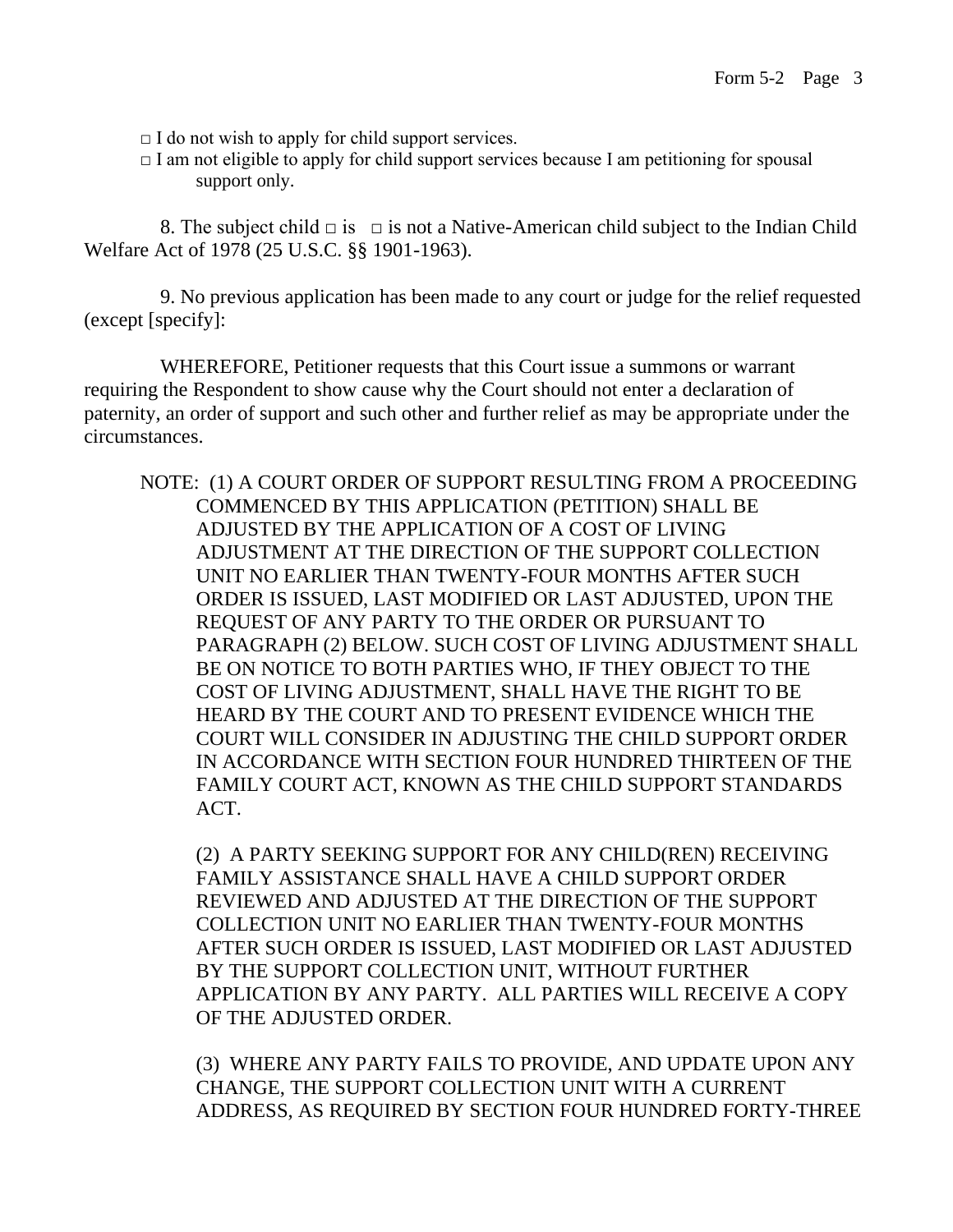□ I do not wish to apply for child support services.

□ I am not eligible to apply for child support services because I am petitioning for spousal support only.

8. The subject child □ is □ is not a Native-American child subject to the Indian Child Welfare Act of 1978 (25 U.S.C. §§ 1901-1963).

9. No previous application has been made to any court or judge for the relief requested (except [specify]:

WHEREFORE, Petitioner requests that this Court issue a summons or warrant requiring the Respondent to show cause why the Court should not enter a declaration of paternity, an order of support and such other and further relief as may be appropriate under the circumstances.

NOTE: (1) A COURT ORDER OF SUPPORT RESULTING FROM A PROCEEDING COMMENCED BY THIS APPLICATION (PETITION) SHALL BE ADJUSTED BY THE APPLICATION OF A COST OF LIVING ADJUSTMENT AT THE DIRECTION OF THE SUPPORT COLLECTION UNIT NO EARLIER THAN TWENTY-FOUR MONTHS AFTER SUCH ORDER IS ISSUED, LAST MODIFIED OR LAST ADJUSTED, UPON THE REQUEST OF ANY PARTY TO THE ORDER OR PURSUANT TO PARAGRAPH (2) BELOW. SUCH COST OF LIVING ADJUSTMENT SHALL BE ON NOTICE TO BOTH PARTIES WHO, IF THEY OBJECT TO THE COST OF LIVING ADJUSTMENT, SHALL HAVE THE RIGHT TO BE HEARD BY THE COURT AND TO PRESENT EVIDENCE WHICH THE COURT WILL CONSIDER IN ADJUSTING THE CHILD SUPPORT ORDER IN ACCORDANCE WITH SECTION FOUR HUNDRED THIRTEEN OF THE FAMILY COURT ACT, KNOWN AS THE CHILD SUPPORT STANDARDS ACT.

(2) A PARTY SEEKING SUPPORT FOR ANY CHILD(REN) RECEIVING FAMILY ASSISTANCE SHALL HAVE A CHILD SUPPORT ORDER REVIEWED AND ADJUSTED AT THE DIRECTION OF THE SUPPORT COLLECTION UNIT NO EARLIER THAN TWENTY-FOUR MONTHS AFTER SUCH ORDER IS ISSUED, LAST MODIFIED OR LAST ADJUSTED BY THE SUPPORT COLLECTION UNIT, WITHOUT FURTHER APPLICATION BY ANY PARTY. ALL PARTIES WILL RECEIVE A COPY OF THE ADJUSTED ORDER.

(3) WHERE ANY PARTY FAILS TO PROVIDE, AND UPDATE UPON ANY CHANGE, THE SUPPORT COLLECTION UNIT WITH A CURRENT ADDRESS, AS REQUIRED BY SECTION FOUR HUNDRED FORTY-THREE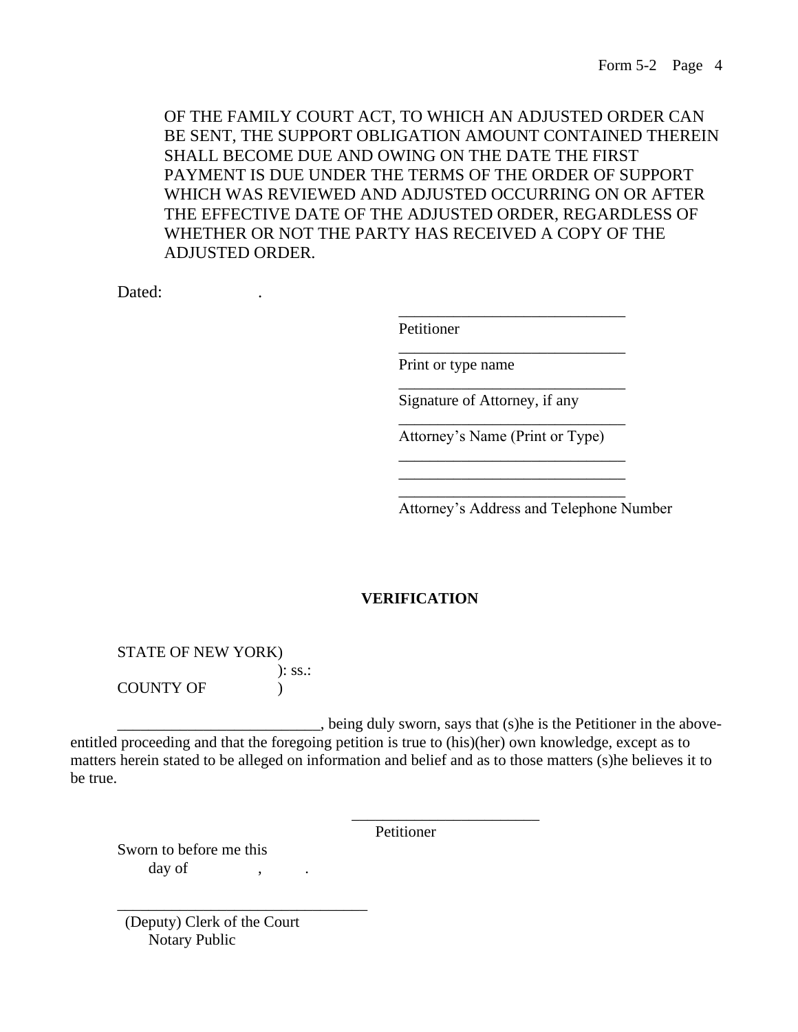OF THE FAMILY COURT ACT, TO WHICH AN ADJUSTED ORDER CAN BE SENT, THE SUPPORT OBLIGATION AMOUNT CONTAINED THEREIN SHALL BECOME DUE AND OWING ON THE DATE THE FIRST PAYMENT IS DUE UNDER THE TERMS OF THE ORDER OF SUPPORT WHICH WAS REVIEWED AND ADJUSTED OCCURRING ON OR AFTER THE EFFECTIVE DATE OF THE ADJUSTED ORDER, REGARDLESS OF WHETHER OR NOT THE PARTY HAS RECEIVED A COPY OF THE ADJUSTED ORDER.

Dated: .

_____________________________
Petitioner

_____________________________
Print or type name

_____________________________
Signature of Attorney, if any

_____________________________
Attorney's Name (Print or Type)

_____________________________
_____________________________
_____________________________
Attorney's Address and Telephone Number

**VERIFICATION**

STATE OF NEW YORK)
): ss.:
COUNTY OF )

_________________________, being duly sworn, says that (s)he is the Petitioner in the above-entitled proceeding and that the foregoing petition is true to (his)(her) own knowledge, except as to matters herein stated to be alleged on information and belief and as to those matters (s)he believes it to be true.

_______________________
Petitioner

Sworn to before me this
day of , .

_______________________________
(Deputy) Clerk of the Court
Notary Public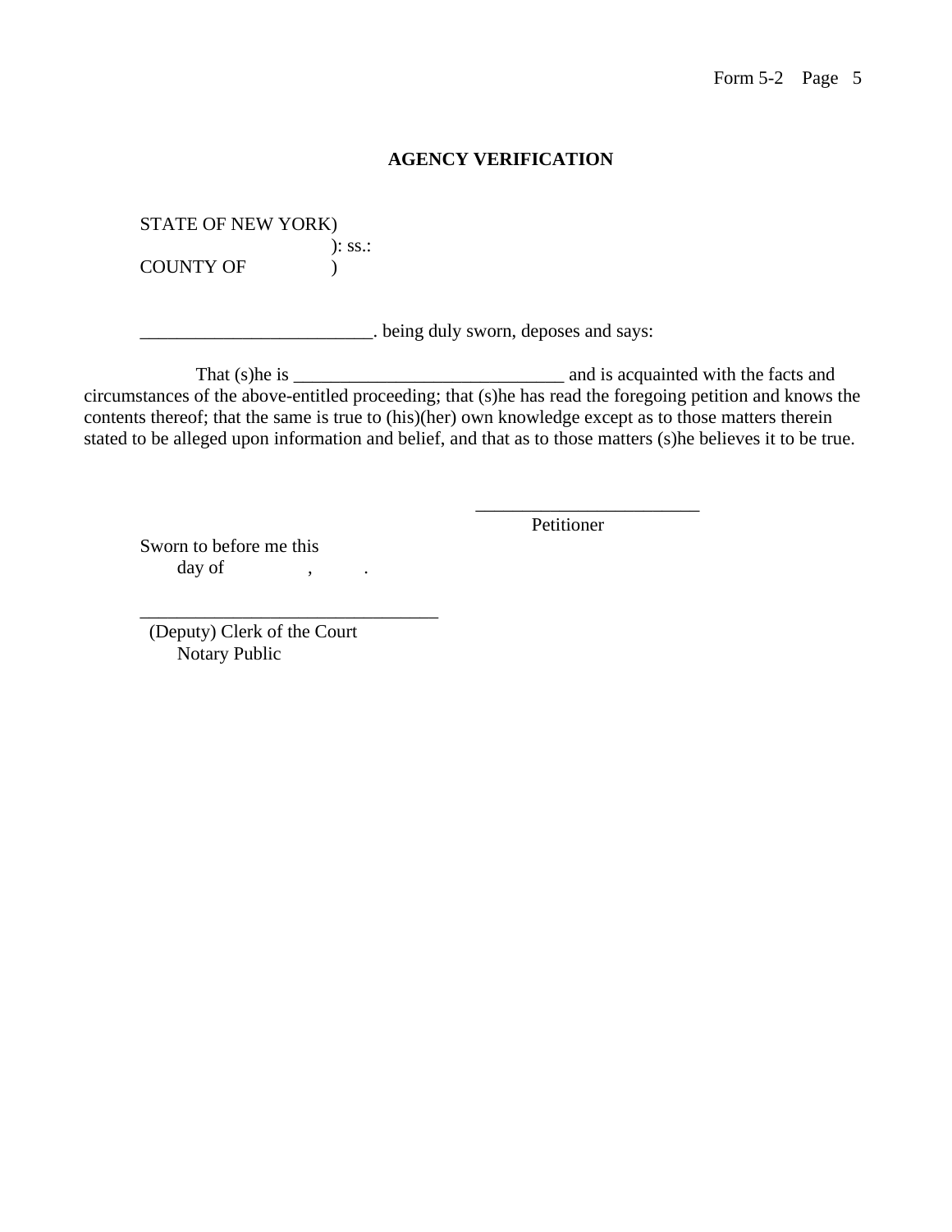## AGENCY VERIFICATION

STATE OF NEW YORK)
): ss.:
COUNTY OF )

_________________________. being duly sworn, deposes and says:

That (s)he is ______________________________ and is acquainted with the facts and circumstances of the above-entitled proceeding; that (s)he has read the foregoing petition and knows the contents thereof; that the same is true to (his)(her) own knowledge except as to those matters therein stated to be alleged upon information and belief, and that as to those matters (s)he believes it to be true.

________________________
Petitioner

Sworn to before me this
day of , .

________________________________
(Deputy) Clerk of the Court
Notary Public